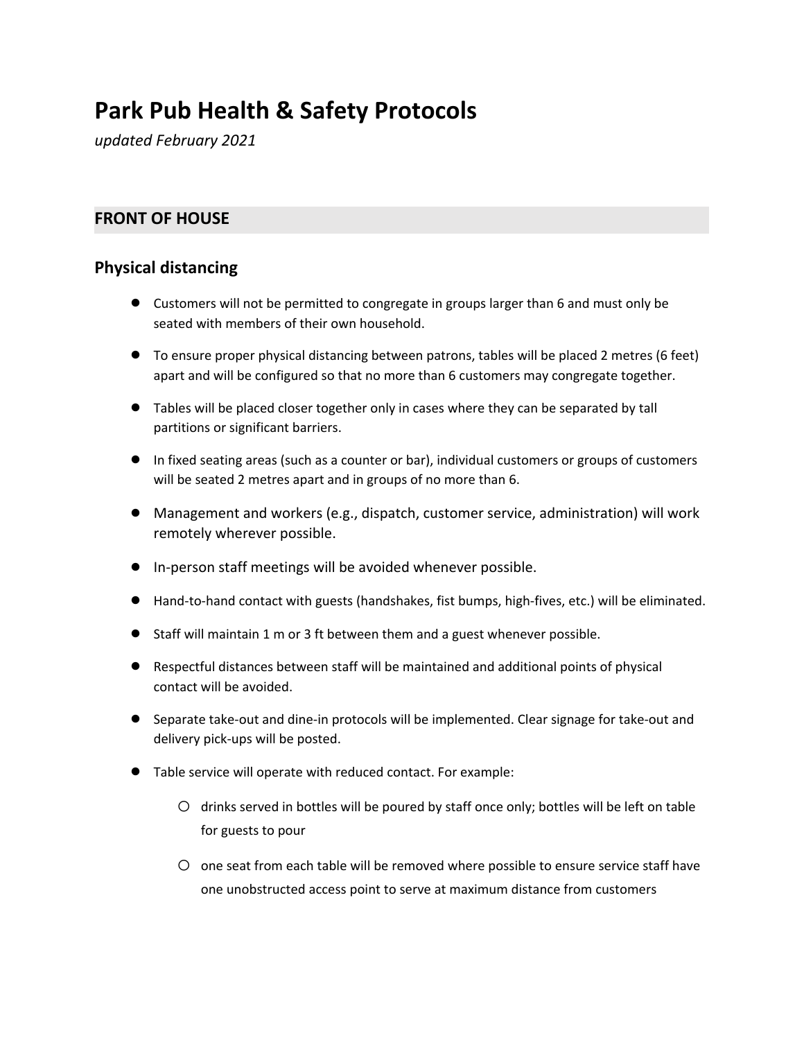# Park Pub Health & Safety Protocols

*updated February 2021*

## FRONT OF HOUSE

### Physical distancing

- Customers will not be permitted to congregate in groups larger than 6 and must only be seated with members of their own household.
- To ensure proper physical distancing between patrons, tables will be placed 2 metres (6 feet) apart and will be configured so that no more than 6 customers may congregate together.
- Tables will be placed closer together only in cases where they can be separated by tall partitions or significant barriers.
- In fixed seating areas (such as a counter or bar), individual customers or groups of customers will be seated 2 metres apart and in groups of no more than 6.
- Management and workers (e.g., dispatch, customer service, administration) will work remotely wherever possible.
- In-person staff meetings will be avoided whenever possible.
- Hand-to-hand contact with guests (handshakes, fist bumps, high-fives, etc.) will be eliminated.
- Staff will maintain 1 m or 3 ft between them and a guest whenever possible.
- Respectful distances between staff will be maintained and additional points of physical contact will be avoided.
- Separate take-out and dine-in protocols will be implemented. Clear signage for take-out and delivery pick-ups will be posted.
- Table service will operate with reduced contact. For example:
  - drinks served in bottles will be poured by staff once only; bottles will be left on table for guests to pour
  - one seat from each table will be removed where possible to ensure service staff have one unobstructed access point to serve at maximum distance from customers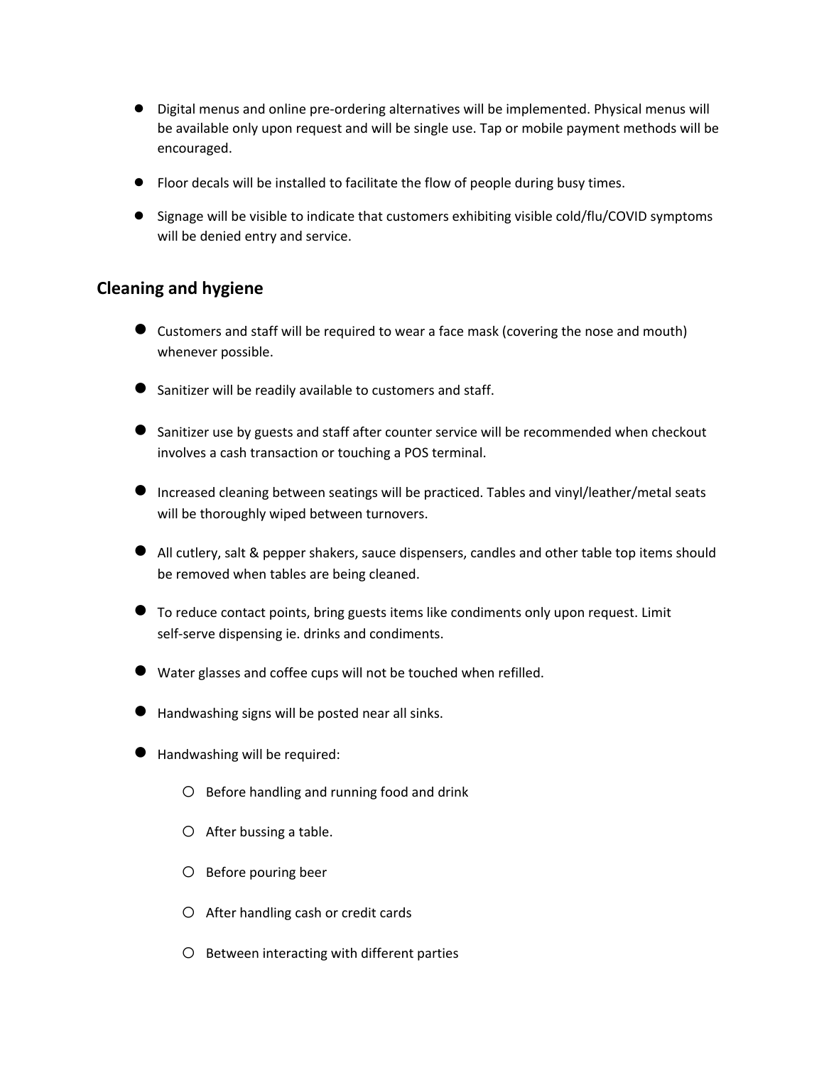- Digital menus and online pre-ordering alternatives will be implemented. Physical menus will be available only upon request and will be single use. Tap or mobile payment methods will be encouraged.
- Floor decals will be installed to facilitate the flow of people during busy times.
- Signage will be visible to indicate that customers exhibiting visible cold/flu/COVID symptoms will be denied entry and service.

## Cleaning and hygiene

- Customers and staff will be required to wear a face mask (covering the nose and mouth) whenever possible.
- Sanitizer will be readily available to customers and staff.
- Sanitizer use by guests and staff after counter service will be recommended when checkout involves a cash transaction or touching a POS terminal.
- Increased cleaning between seatings will be practiced. Tables and vinyl/leather/metal seats will be thoroughly wiped between turnovers.
- All cutlery, salt & pepper shakers, sauce dispensers, candles and other table top items should be removed when tables are being cleaned.
- To reduce contact points, bring guests items like condiments only upon request. Limit self-serve dispensing ie. drinks and condiments.
- Water glasses and coffee cups will not be touched when refilled.
- Handwashing signs will be posted near all sinks.
- Handwashing will be required:
  - Before handling and running food and drink
  - After bussing a table.
  - Before pouring beer
  - After handling cash or credit cards
  - Between interacting with different parties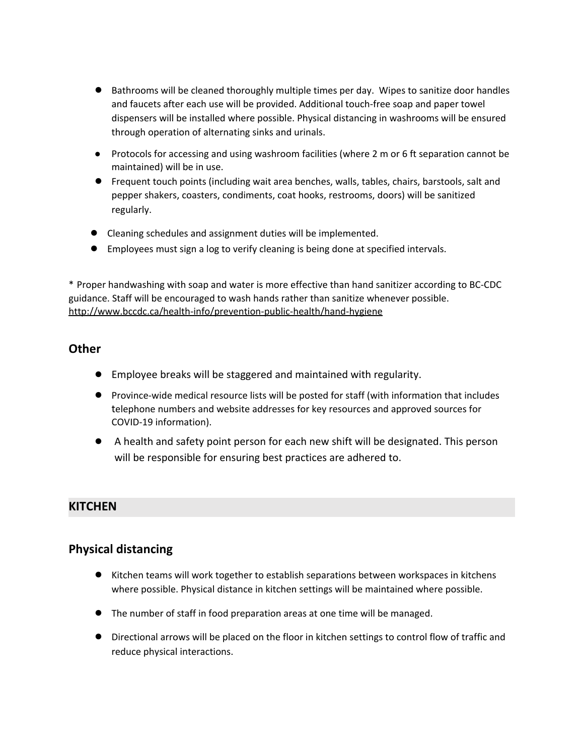- Bathrooms will be cleaned thoroughly multiple times per day. Wipes to sanitize door handles and faucets after each use will be provided. Additional touch-free soap and paper towel dispensers will be installed where possible. Physical distancing in washrooms will be ensured through operation of alternating sinks and urinals.
- Protocols for accessing and using washroom facilities (where 2 m or 6 ft separation cannot be maintained) will be in use.
- Frequent touch points (including wait area benches, walls, tables, chairs, barstools, salt and pepper shakers, coasters, condiments, coat hooks, restrooms, doors) will be sanitized regularly.
- Cleaning schedules and assignment duties will be implemented.
- Employees must sign a log to verify cleaning is being done at specified intervals.

* Proper handwashing with soap and water is more effective than hand sanitizer according to BC-CDC guidance. Staff will be encouraged to wash hands rather than sanitize whenever possible. http://www.bccdc.ca/health-info/prevention-public-health/hand-hygiene

## Other

- Employee breaks will be staggered and maintained with regularity.
- Province-wide medical resource lists will be posted for staff (with information that includes telephone numbers and website addresses for key resources and approved sources for COVID-19 information).
- A health and safety point person for each new shift will be designated. This person will be responsible for ensuring best practices are adhered to.

# KITCHEN

## Physical distancing

- Kitchen teams will work together to establish separations between workspaces in kitchens where possible. Physical distance in kitchen settings will be maintained where possible.
- The number of staff in food preparation areas at one time will be managed.
- Directional arrows will be placed on the floor in kitchen settings to control flow of traffic and reduce physical interactions.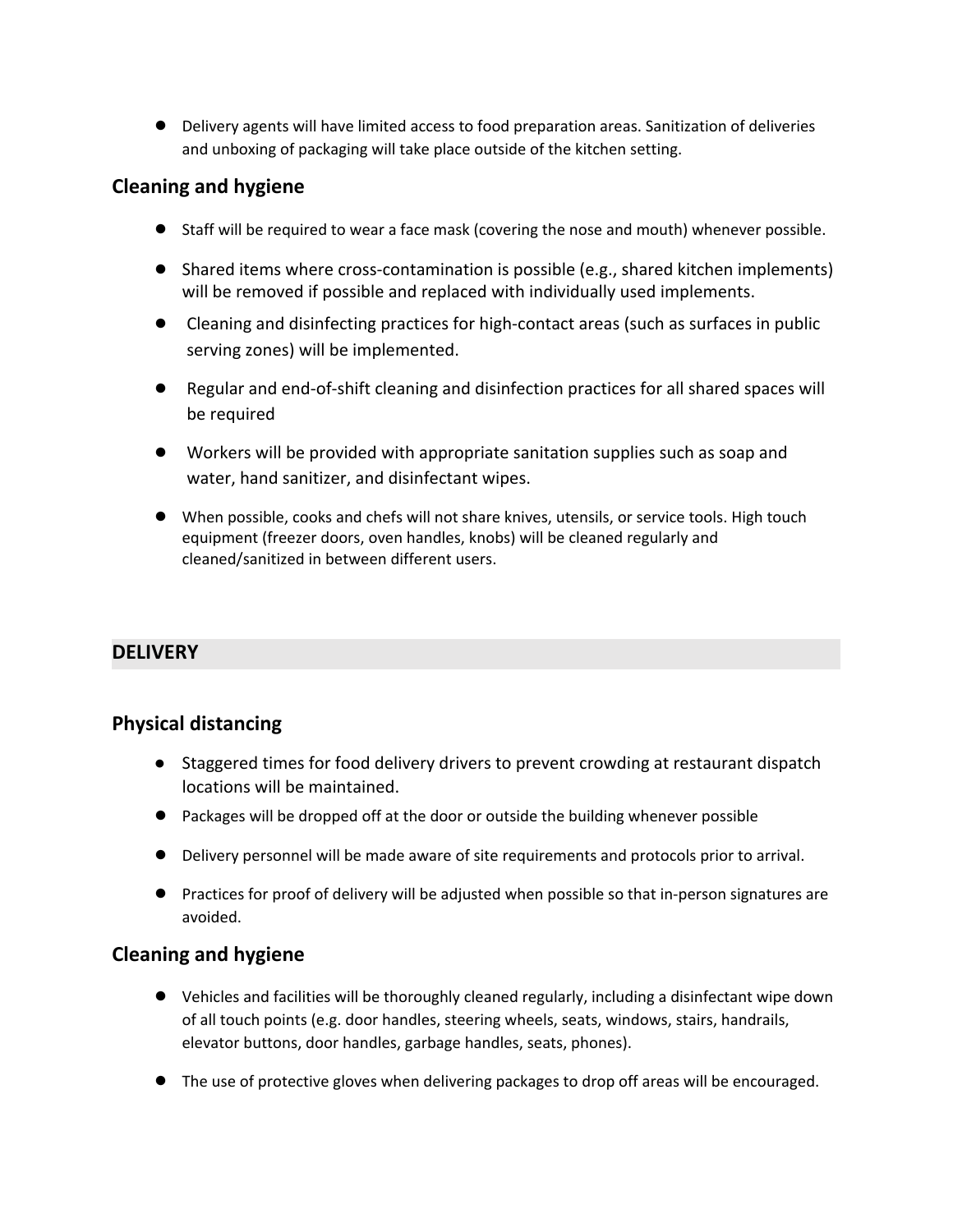- Delivery agents will have limited access to food preparation areas. Sanitization of deliveries and unboxing of packaging will take place outside of the kitchen setting.

### Cleaning and hygiene

- Staff will be required to wear a face mask (covering the nose and mouth) whenever possible.
- Shared items where cross-contamination is possible (e.g., shared kitchen implements) will be removed if possible and replaced with individually used implements.
- Cleaning and disinfecting practices for high-contact areas (such as surfaces in public serving zones) will be implemented.
- Regular and end-of-shift cleaning and disinfection practices for all shared spaces will be required
- Workers will be provided with appropriate sanitation supplies such as soap and water, hand sanitizer, and disinfectant wipes.
- When possible, cooks and chefs will not share knives, utensils, or service tools. High touch equipment (freezer doors, oven handles, knobs) will be cleaned regularly and cleaned/sanitized in between different users.

## DELIVERY

### Physical distancing

- Staggered times for food delivery drivers to prevent crowding at restaurant dispatch locations will be maintained.
- Packages will be dropped off at the door or outside the building whenever possible
- Delivery personnel will be made aware of site requirements and protocols prior to arrival.
- Practices for proof of delivery will be adjusted when possible so that in-person signatures are avoided.

### Cleaning and hygiene

- Vehicles and facilities will be thoroughly cleaned regularly, including a disinfectant wipe down of all touch points (e.g. door handles, steering wheels, seats, windows, stairs, handrails, elevator buttons, door handles, garbage handles, seats, phones).
- The use of protective gloves when delivering packages to drop off areas will be encouraged.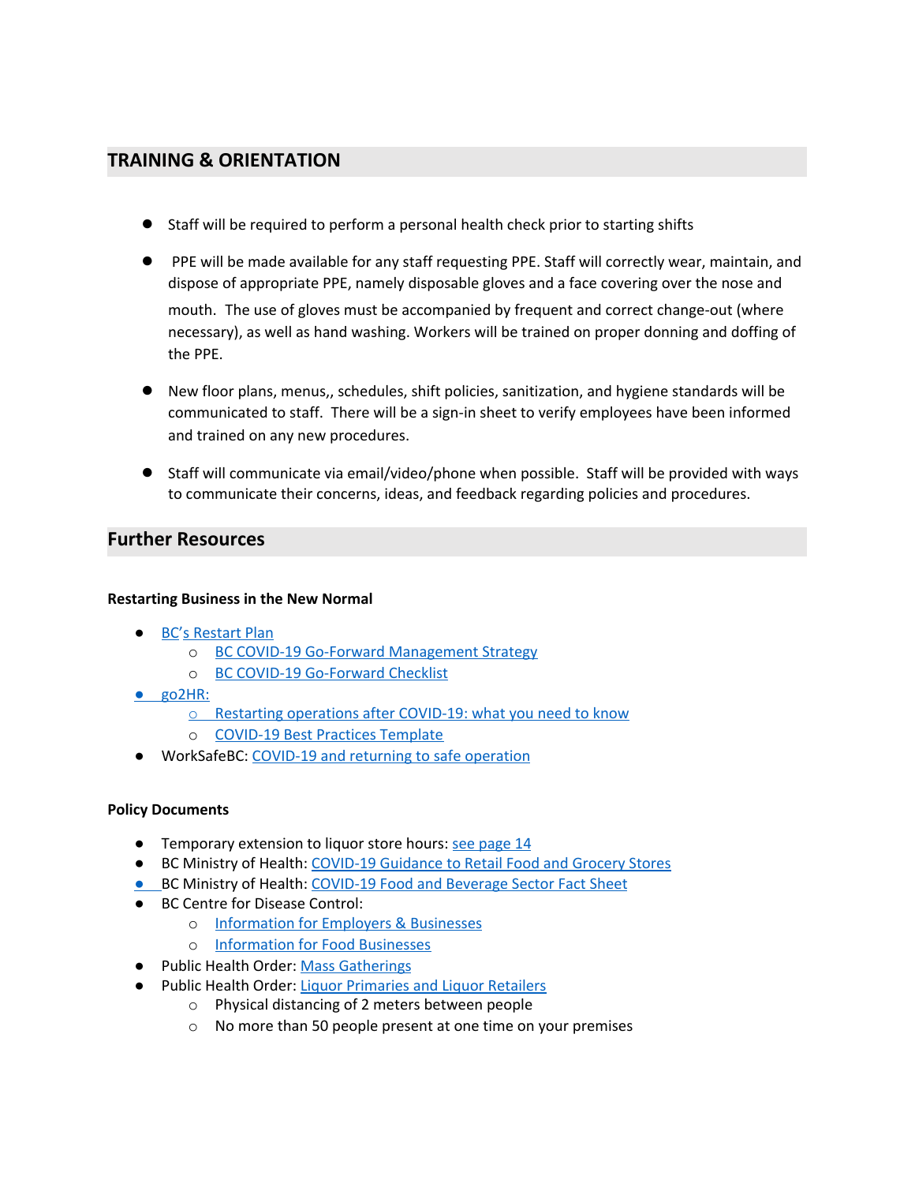## TRAINING & ORIENTATION

- Staff will be required to perform a personal health check prior to starting shifts
- PPE will be made available for any staff requesting PPE. Staff will correctly wear, maintain, and dispose of appropriate PPE, namely disposable gloves and a face covering over the nose and mouth. The use of gloves must be accompanied by frequent and correct change-out (where necessary), as well as hand washing. Workers will be trained on proper donning and doffing of the PPE.
- New floor plans, menus,, schedules, shift policies, sanitization, and hygiene standards will be communicated to staff. There will be a sign-in sheet to verify employees have been informed and trained on any new procedures.
- Staff will communicate via email/video/phone when possible. Staff will be provided with ways to communicate their concerns, ideas, and feedback regarding policies and procedures.

## Further Resources

**Restarting Business in the New Normal**

- BC's Restart Plan
  - BC COVID-19 Go-Forward Management Strategy
  - BC COVID-19 Go-Forward Checklist
- go2HR:
  - Restarting operations after COVID-19: what you need to know
  - COVID-19 Best Practices Template
- WorkSafeBC: COVID-19 and returning to safe operation

**Policy Documents**

- Temporary extension to liquor store hours: see page 14
- BC Ministry of Health: COVID-19 Guidance to Retail Food and Grocery Stores
- BC Ministry of Health: COVID-19 Food and Beverage Sector Fact Sheet
- BC Centre for Disease Control:
  - Information for Employers & Businesses
  - Information for Food Businesses
- Public Health Order: Mass Gatherings
- Public Health Order: Liquor Primaries and Liquor Retailers
  - Physical distancing of 2 meters between people
  - No more than 50 people present at one time on your premises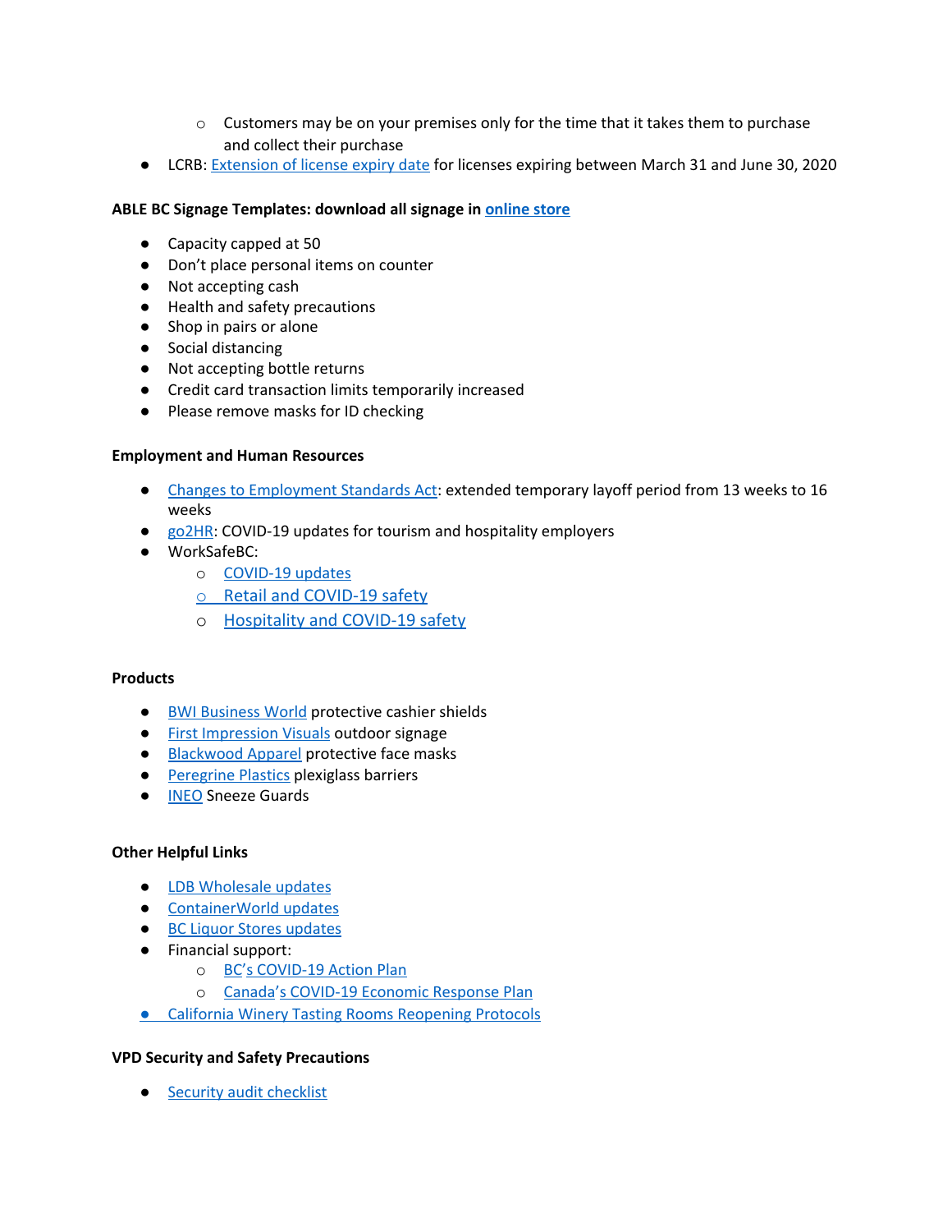- Customers may be on your premises only for the time that it takes them to purchase and collect their purchase
- LCRB: Extension of license expiry date for licenses expiring between March 31 and June 30, 2020

**ABLE BC Signage Templates: download all signage in online store**

- Capacity capped at 50
- Don't place personal items on counter
- Not accepting cash
- Health and safety precautions
- Shop in pairs or alone
- Social distancing
- Not accepting bottle returns
- Credit card transaction limits temporarily increased
- Please remove masks for ID checking

**Employment and Human Resources**

- Changes to Employment Standards Act: extended temporary layoff period from 13 weeks to 16 weeks
- go2HR: COVID-19 updates for tourism and hospitality employers
- WorkSafeBC:
  - COVID-19 updates
  - Retail and COVID-19 safety
  - Hospitality and COVID-19 safety

**Products**

- BWI Business World protective cashier shields
- First Impression Visuals outdoor signage
- Blackwood Apparel protective face masks
- Peregrine Plastics plexiglass barriers
- INEO Sneeze Guards

**Other Helpful Links**

- LDB Wholesale updates
- ContainerWorld updates
- BC Liquor Stores updates
- Financial support:
  - BC's COVID-19 Action Plan
  - Canada's COVID-19 Economic Response Plan
- California Winery Tasting Rooms Reopening Protocols

**VPD Security and Safety Precautions**

- Security audit checklist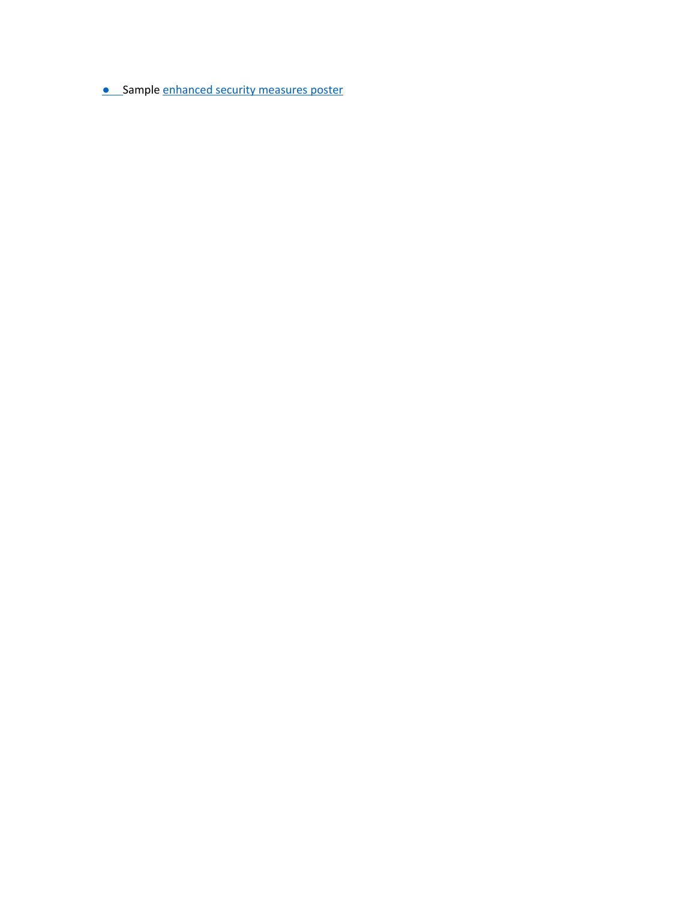- Sample enhanced security measures poster